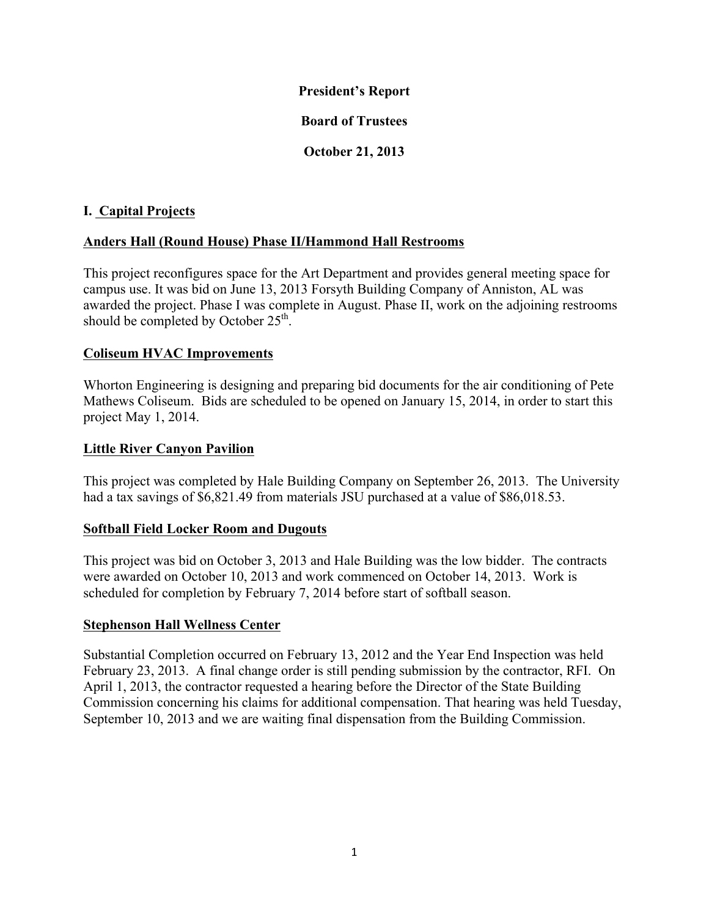**President's Report**

**Board of Trustees**

**October 21, 2013**

## I. Capital Projects

### Anders Hall (Round House) Phase II/Hammond Hall Restrooms

This project reconfigures space for the Art Department and provides general meeting space for campus use. It was bid on June 13, 2013 Forsyth Building Company of Anniston, AL was awarded the project. Phase I was complete in August. Phase II, work on the adjoining restrooms should be completed by October 25th.

### Coliseum HVAC Improvements

Whorton Engineering is designing and preparing bid documents for the air conditioning of Pete Mathews Coliseum. Bids are scheduled to be opened on January 15, 2014, in order to start this project May 1, 2014.

### Little River Canyon Pavilion

This project was completed by Hale Building Company on September 26, 2013. The University had a tax savings of $6,821.49 from materials JSU purchased at a value of $86,018.53.

### Softball Field Locker Room and Dugouts

This project was bid on October 3, 2013 and Hale Building was the low bidder. The contracts were awarded on October 10, 2013 and work commenced on October 14, 2013. Work is scheduled for completion by February 7, 2014 before start of softball season.

### Stephenson Hall Wellness Center

Substantial Completion occurred on February 13, 2012 and the Year End Inspection was held February 23, 2013. A final change order is still pending submission by the contractor, RFI. On April 1, 2013, the contractor requested a hearing before the Director of the State Building Commission concerning his claims for additional compensation. That hearing was held Tuesday, September 10, 2013 and we are waiting final dispensation from the Building Commission.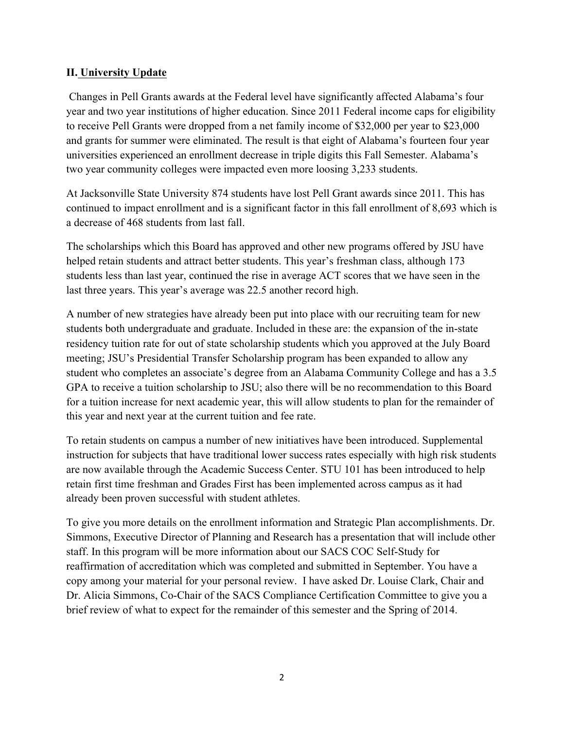## II. University Update

Changes in Pell Grants awards at the Federal level have significantly affected Alabama's four year and two year institutions of higher education. Since 2011 Federal income caps for eligibility to receive Pell Grants were dropped from a net family income of $32,000 per year to $23,000 and grants for summer were eliminated. The result is that eight of Alabama's fourteen four year universities experienced an enrollment decrease in triple digits this Fall Semester. Alabama's two year community colleges were impacted even more loosing 3,233 students.

At Jacksonville State University 874 students have lost Pell Grant awards since 2011. This has continued to impact enrollment and is a significant factor in this fall enrollment of 8,693 which is a decrease of 468 students from last fall.

The scholarships which this Board has approved and other new programs offered by JSU have helped retain students and attract better students. This year's freshman class, although 173 students less than last year, continued the rise in average ACT scores that we have seen in the last three years. This year's average was 22.5 another record high.

A number of new strategies have already been put into place with our recruiting team for new students both undergraduate and graduate. Included in these are: the expansion of the in-state residency tuition rate for out of state scholarship students which you approved at the July Board meeting; JSU's Presidential Transfer Scholarship program has been expanded to allow any student who completes an associate's degree from an Alabama Community College and has a 3.5 GPA to receive a tuition scholarship to JSU; also there will be no recommendation to this Board for a tuition increase for next academic year, this will allow students to plan for the remainder of this year and next year at the current tuition and fee rate.

To retain students on campus a number of new initiatives have been introduced. Supplemental instruction for subjects that have traditional lower success rates especially with high risk students are now available through the Academic Success Center. STU 101 has been introduced to help retain first time freshman and Grades First has been implemented across campus as it had already been proven successful with student athletes.

To give you more details on the enrollment information and Strategic Plan accomplishments. Dr. Simmons, Executive Director of Planning and Research has a presentation that will include other staff. In this program will be more information about our SACS COC Self-Study for reaffirmation of accreditation which was completed and submitted in September. You have a copy among your material for your personal review. I have asked Dr. Louise Clark, Chair and Dr. Alicia Simmons, Co-Chair of the SACS Compliance Certification Committee to give you a brief review of what to expect for the remainder of this semester and the Spring of 2014.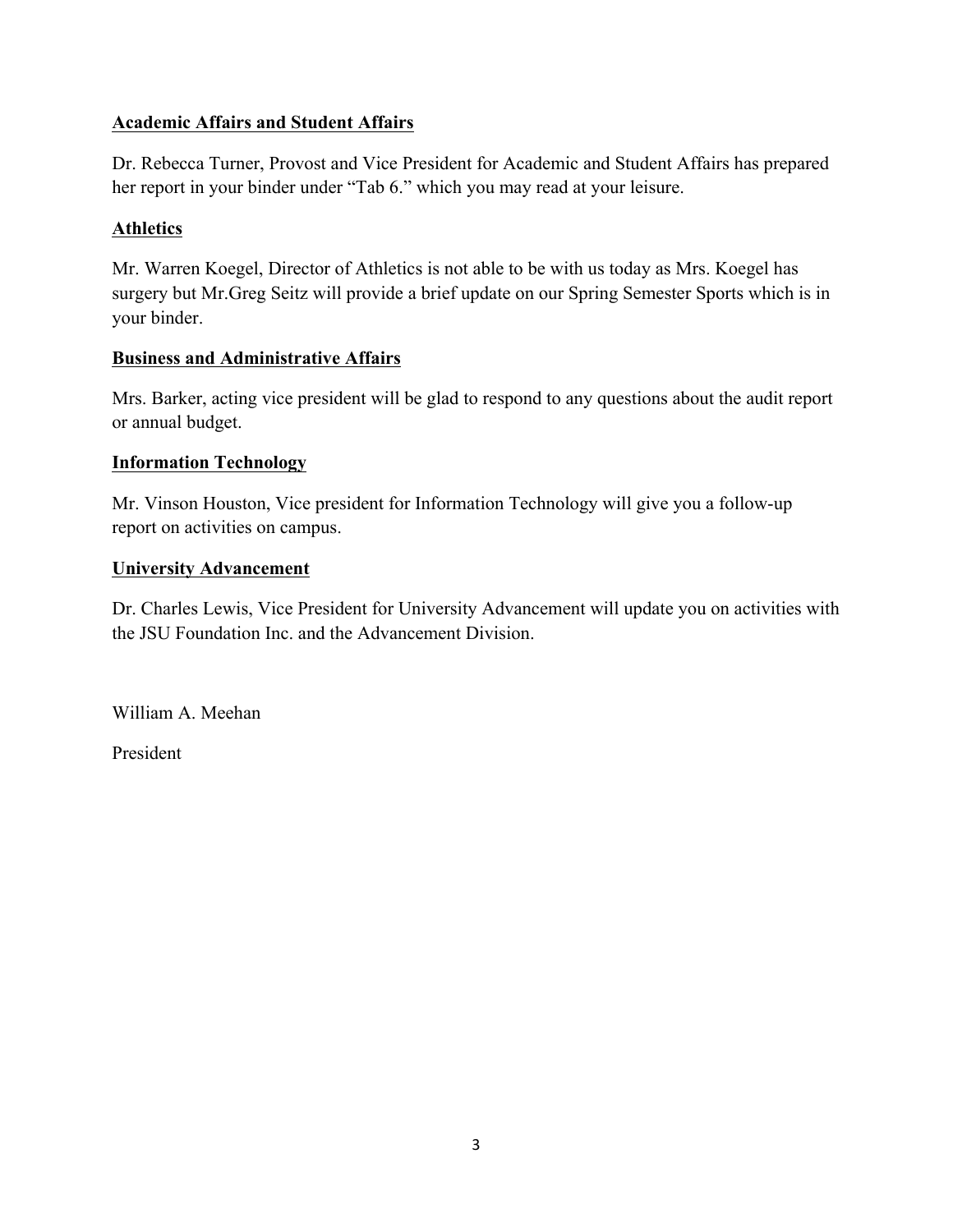**Academic Affairs and Student Affairs**

Dr. Rebecca Turner, Provost and Vice President for Academic and Student Affairs has prepared her report in your binder under "Tab 6." which you may read at your leisure.

**Athletics**

Mr. Warren Koegel, Director of Athletics is not able to be with us today as Mrs. Koegel has surgery but Mr.Greg Seitz will provide a brief update on our Spring Semester Sports which is in your binder.

**Business and Administrative Affairs**

Mrs. Barker, acting vice president will be glad to respond to any questions about the audit report or annual budget.

**Information Technology**

Mr. Vinson Houston, Vice president for Information Technology will give you a follow-up report on activities on campus.

**University Advancement**

Dr. Charles Lewis, Vice President for University Advancement will update you on activities with the JSU Foundation Inc. and the Advancement Division.

William A. Meehan

President